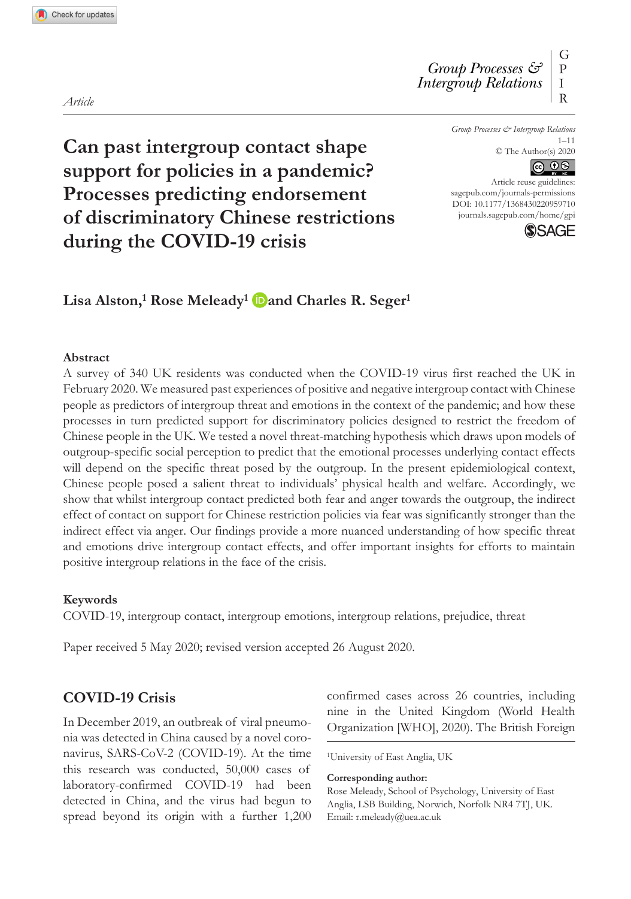Article

# Can past intergroup contact shape support for policies in a pandemic? Processes predicting endorsement of discriminatory Chinese restrictions during the COVID-19 crisis

Group Processes & Intergroup Relations
1–11
© The Author(s) 2020
Article reuse guidelines: sagepub.com/journals-permissions
DOI: 10.1177/1368430220959710
journals.sagepub.com/home/gpi

**Lisa Alston,[1] Rose Meleady[1] and Charles R. Seger[1]**

## Abstract

A survey of 340 UK residents was conducted when the COVID-19 virus first reached the UK in February 2020. We measured past experiences of positive and negative intergroup contact with Chinese people as predictors of intergroup threat and emotions in the context of the pandemic; and how these processes in turn predicted support for discriminatory policies designed to restrict the freedom of Chinese people in the UK. We tested a novel threat-matching hypothesis which draws upon models of outgroup-specific social perception to predict that the emotional processes underlying contact effects will depend on the specific threat posed by the outgroup. In the present epidemiological context, Chinese people posed a salient threat to individuals' physical health and welfare. Accordingly, we show that whilst intergroup contact predicted both fear and anger towards the outgroup, the indirect effect of contact on support for Chinese restriction policies via fear was significantly stronger than the indirect effect via anger. Our findings provide a more nuanced understanding of how specific threat and emotions drive intergroup contact effects, and offer important insights for efforts to maintain positive intergroup relations in the face of the crisis.

### Keywords

COVID-19, intergroup contact, intergroup emotions, intergroup relations, prejudice, threat

Paper received 5 May 2020; revised version accepted 26 August 2020.

## COVID-19 Crisis

In December 2019, an outbreak of viral pneumonia was detected in China caused by a novel coronavirus, SARS-CoV-2 (COVID-19). At the time this research was conducted, 50,000 cases of laboratory-confirmed COVID-19 had been detected in China, and the virus had begun to spread beyond its origin with a further 1,200 confirmed cases across 26 countries, including nine in the United Kingdom (World Health Organization [WHO], 2020). The British Foreign

[1]University of East Anglia, UK

**Corresponding author:**
Rose Meleady, School of Psychology, University of East Anglia, LSB Building, Norwich, Norfolk NR4 7TJ, UK.
Email: r.meleady@uea.ac.uk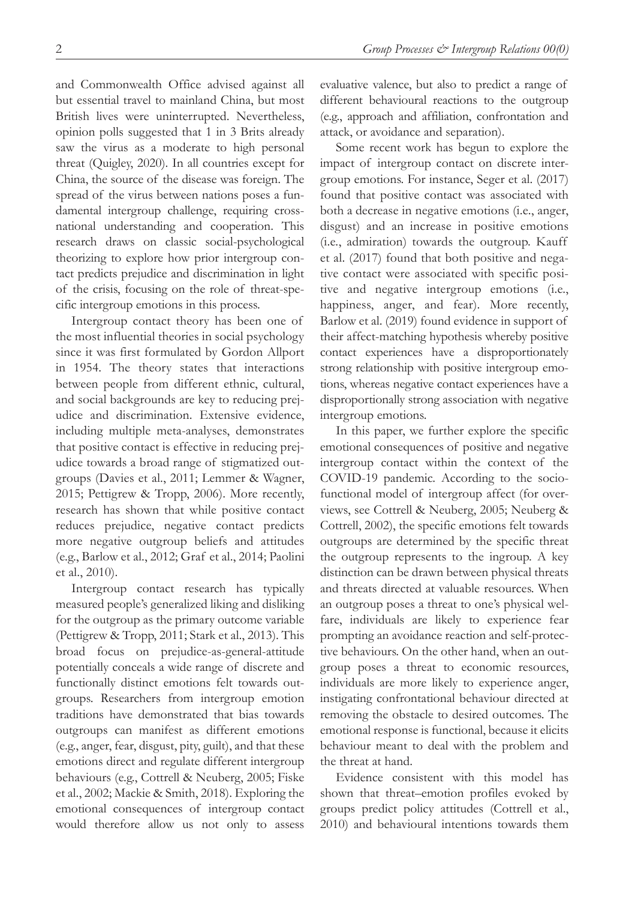and Commonwealth Office advised against all but essential travel to mainland China, but most British lives were uninterrupted. Nevertheless, opinion polls suggested that 1 in 3 Brits already saw the virus as a moderate to high personal threat (Quigley, 2020). In all countries except for China, the source of the disease was foreign. The spread of the virus between nations poses a fundamental intergroup challenge, requiring cross-national understanding and cooperation. This research draws on classic social-psychological theorizing to explore how prior intergroup contact predicts prejudice and discrimination in light of the crisis, focusing on the role of threat-specific intergroup emotions in this process.

Intergroup contact theory has been one of the most influential theories in social psychology since it was first formulated by Gordon Allport in 1954. The theory states that interactions between people from different ethnic, cultural, and social backgrounds are key to reducing prejudice and discrimination. Extensive evidence, including multiple meta-analyses, demonstrates that positive contact is effective in reducing prejudice towards a broad range of stigmatized outgroups (Davies et al., 2011; Lemmer & Wagner, 2015; Pettigrew & Tropp, 2006). More recently, research has shown that while positive contact reduces prejudice, negative contact predicts more negative outgroup beliefs and attitudes (e.g., Barlow et al., 2012; Graf et al., 2014; Paolini et al., 2010).

Intergroup contact research has typically measured people's generalized liking and disliking for the outgroup as the primary outcome variable (Pettigrew & Tropp, 2011; Stark et al., 2013). This broad focus on prejudice-as-general-attitude potentially conceals a wide range of discrete and functionally distinct emotions felt towards outgroups. Researchers from intergroup emotion traditions have demonstrated that bias towards outgroups can manifest as different emotions (e.g., anger, fear, disgust, pity, guilt), and that these emotions direct and regulate different intergroup behaviours (e.g., Cottrell & Neuberg, 2005; Fiske et al., 2002; Mackie & Smith, 2018). Exploring the emotional consequences of intergroup contact would therefore allow us not only to assess evaluative valence, but also to predict a range of different behavioural reactions to the outgroup (e.g., approach and affiliation, confrontation and attack, or avoidance and separation).

Some recent work has begun to explore the impact of intergroup contact on discrete intergroup emotions. For instance, Seger et al. (2017) found that positive contact was associated with both a decrease in negative emotions (i.e., anger, disgust) and an increase in positive emotions (i.e., admiration) towards the outgroup. Kauff et al. (2017) found that both positive and negative contact were associated with specific positive and negative intergroup emotions (i.e., happiness, anger, and fear). More recently, Barlow et al. (2019) found evidence in support of their affect-matching hypothesis whereby positive contact experiences have a disproportionately strong relationship with positive intergroup emotions, whereas negative contact experiences have a disproportionally strong association with negative intergroup emotions.

In this paper, we further explore the specific emotional consequences of positive and negative intergroup contact within the context of the COVID-19 pandemic. According to the socio-functional model of intergroup affect (for overviews, see Cottrell & Neuberg, 2005; Neuberg & Cottrell, 2002), the specific emotions felt towards outgroups are determined by the specific threat the outgroup represents to the ingroup. A key distinction can be drawn between physical threats and threats directed at valuable resources. When an outgroup poses a threat to one's physical welfare, individuals are likely to experience fear prompting an avoidance reaction and self-protective behaviours. On the other hand, when an outgroup poses a threat to economic resources, individuals are more likely to experience anger, instigating confrontational behaviour directed at removing the obstacle to desired outcomes. The emotional response is functional, because it elicits behaviour meant to deal with the problem and the threat at hand.

Evidence consistent with this model has shown that threat–emotion profiles evoked by groups predict policy attitudes (Cottrell et al., 2010) and behavioural intentions towards them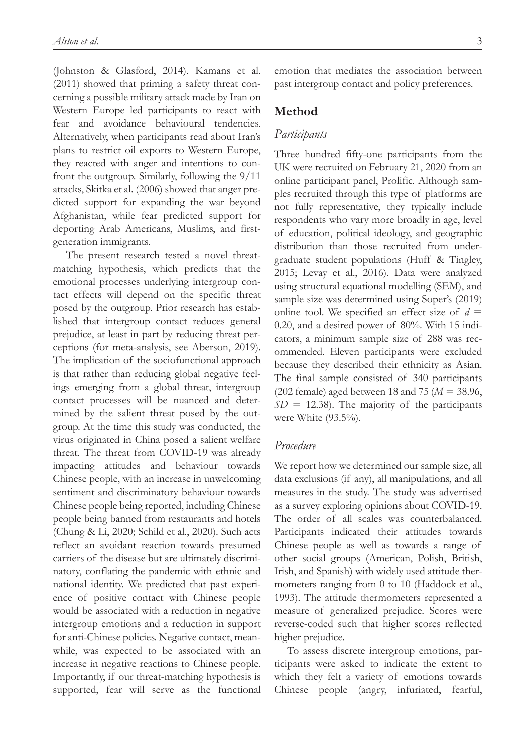(Johnston & Glasford, 2014). Kamans et al. (2011) showed that priming a safety threat concerning a possible military attack made by Iran on Western Europe led participants to react with fear and avoidance behavioural tendencies. Alternatively, when participants read about Iran's plans to restrict oil exports to Western Europe, they reacted with anger and intentions to confront the outgroup. Similarly, following the 9/11 attacks, Skitka et al. (2006) showed that anger predicted support for expanding the war beyond Afghanistan, while fear predicted support for deporting Arab Americans, Muslims, and first-generation immigrants.

The present research tested a novel threat-matching hypothesis, which predicts that the emotional processes underlying intergroup contact effects will depend on the specific threat posed by the outgroup. Prior research has established that intergroup contact reduces general prejudice, at least in part by reducing threat perceptions (for meta-analysis, see Aberson, 2019). The implication of the sociofunctional approach is that rather than reducing global negative feelings emerging from a global threat, intergroup contact processes will be nuanced and determined by the salient threat posed by the outgroup. At the time this study was conducted, the virus originated in China posed a salient welfare threat. The threat from COVID-19 was already impacting attitudes and behaviour towards Chinese people, with an increase in unwelcoming sentiment and discriminatory behaviour towards Chinese people being reported, including Chinese people being banned from restaurants and hotels (Chung & Li, 2020; Schild et al., 2020). Such acts reflect an avoidant reaction towards presumed carriers of the disease but are ultimately discriminatory, conflating the pandemic with ethnic and national identity. We predicted that past experience of positive contact with Chinese people would be associated with a reduction in negative intergroup emotions and a reduction in support for anti-Chinese policies. Negative contact, meanwhile, was expected to be associated with an increase in negative reactions to Chinese people. Importantly, if our threat-matching hypothesis is supported, fear will serve as the functional emotion that mediates the association between past intergroup contact and policy preferences.

## Method

### *Participants*

Three hundred fifty-one participants from the UK were recruited on February 21, 2020 from an online participant panel, Prolific. Although samples recruited through this type of platforms are not fully representative, they typically include respondents who vary more broadly in age, level of education, political ideology, and geographic distribution than those recruited from undergraduate student populations (Huff & Tingley, 2015; Levay et al., 2016). Data were analyzed using structural equational modelling (SEM), and sample size was determined using Soper's (2019) online tool. We specified an effect size of $d$ = 0.20, and a desired power of 80%. With 15 indicators, a minimum sample size of 288 was recommended. Eleven participants were excluded because they described their ethnicity as Asian. The final sample consisted of 340 participants (202 female) aged between 18 and 75 ($M$ = 38.96, $SD$ = 12.38). The majority of the participants were White (93.5%).

### *Procedure*

We report how we determined our sample size, all data exclusions (if any), all manipulations, and all measures in the study. The study was advertised as a survey exploring opinions about COVID-19. The order of all scales was counterbalanced. Participants indicated their attitudes towards Chinese people as well as towards a range of other social groups (American, Polish, British, Irish, and Spanish) with widely used attitude thermometers ranging from 0 to 10 (Haddock et al., 1993). The attitude thermometers represented a measure of generalized prejudice. Scores were reverse-coded such that higher scores reflected higher prejudice.

To assess discrete intergroup emotions, participants were asked to indicate the extent to which they felt a variety of emotions towards Chinese people (angry, infuriated, fearful,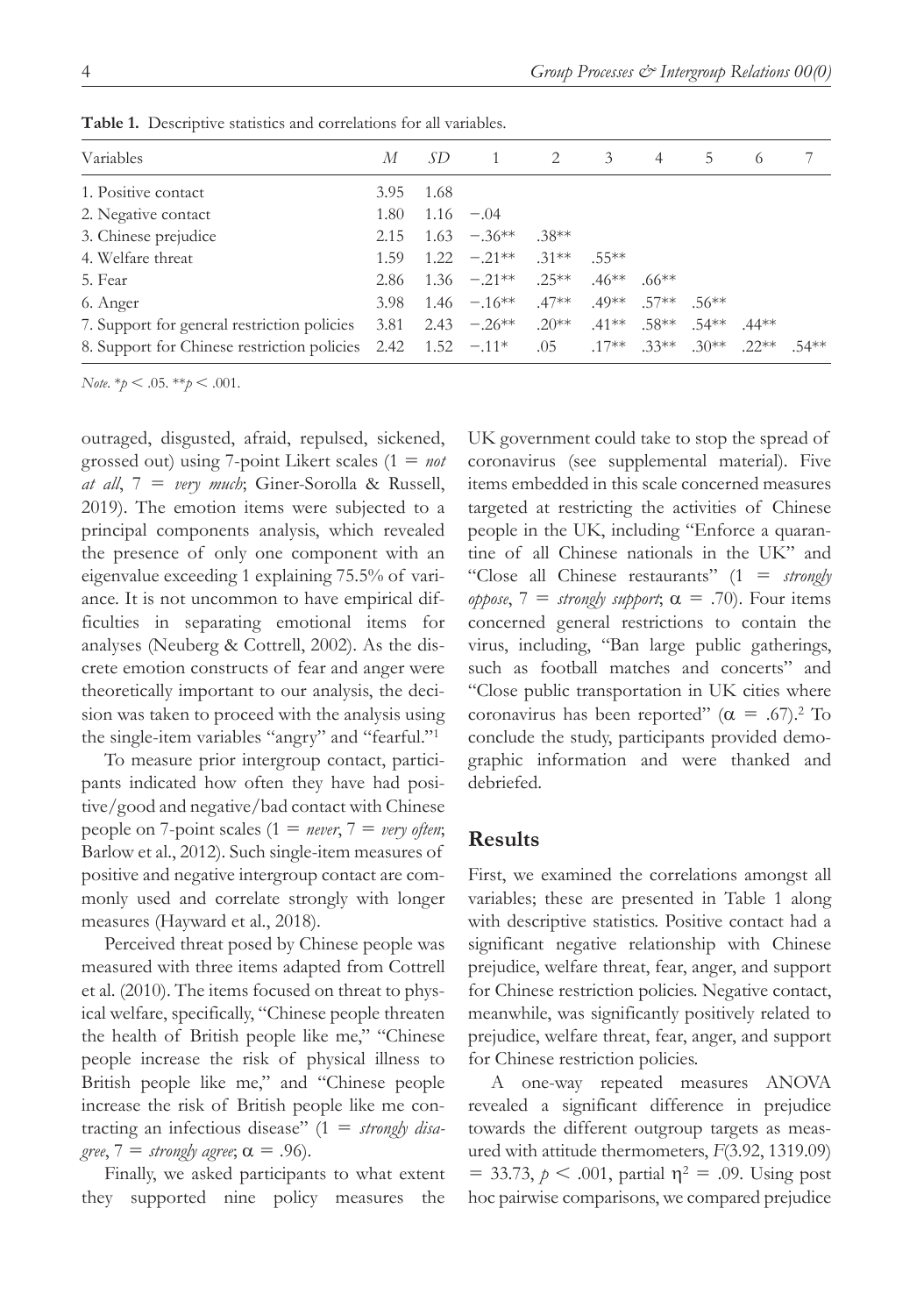**Table 1.** Descriptive statistics and correlations for all variables.

| Variables | *M* | *SD* | 1 | 2 | 3 | 4 | 5 | 6 | 7 |
|---|---|---|---|---|---|---|---|---|---|
| 1. Positive contact | 3.95 | 1.68 | | | | | | | |
| 2. Negative contact | 1.80 | 1.16 | −.04 | | | | | | |
| 3. Chinese prejudice | 2.15 | 1.63 | −.36** | .38** | | | | | |
| 4. Welfare threat | 1.59 | 1.22 | −.21** | .31** | .55** | | | | |
| 5. Fear | 2.86 | 1.36 | −.21** | .25** | .46** | .66** | | | |
| 6. Anger | 3.98 | 1.46 | −.16** | .47** | .49** | .57** | .56** | | |
| 7. Support for general restriction policies | 3.81 | 2.43 | −.26** | .20** | .41** | .58** | .54** | .44** | |
| 8. Support for Chinese restriction policies | 2.42 | 1.52 | −.11* | .05 | .17** | .33** | .30** | .22** | .54** |

*Note*. $^{*}p < .05$. $^{**}p < .001$.

outraged, disgusted, afraid, repulsed, sickened, grossed out) using 7-point Likert scales (1 = *not at all*, 7 = *very much*; Giner-Sorolla & Russell, 2019). The emotion items were subjected to a principal components analysis, which revealed the presence of only one component with an eigenvalue exceeding 1 explaining 75.5% of variance. It is not uncommon to have empirical difficulties in separating emotional items for analyses (Neuberg & Cottrell, 2002). As the discrete emotion constructs of fear and anger were theoretically important to our analysis, the decision was taken to proceed with the analysis using the single-item variables "angry" and "fearful."[1]

To measure prior intergroup contact, participants indicated how often they have had positive/good and negative/bad contact with Chinese people on 7-point scales (1 = *never*, 7 = *very often*; Barlow et al., 2012). Such single-item measures of positive and negative intergroup contact are commonly used and correlate strongly with longer measures (Hayward et al., 2018).

Perceived threat posed by Chinese people was measured with three items adapted from Cottrell et al. (2010). The items focused on threat to physical welfare, specifically, "Chinese people threaten the health of British people like me," "Chinese people increase the risk of physical illness to British people like me," and "Chinese people increase the risk of British people like me contracting an infectious disease" (1 = *strongly disagree*, 7 = *strongly agree*; $\alpha = .96$).

Finally, we asked participants to what extent they supported nine policy measures the UK government could take to stop the spread of coronavirus (see supplemental material). Five items embedded in this scale concerned measures targeted at restricting the activities of Chinese people in the UK, including "Enforce a quarantine of all Chinese nationals in the UK" and "Close all Chinese restaurants" (1 = *strongly oppose*, 7 = *strongly support*; $\alpha = .70$). Four items concerned general restrictions to contain the virus, including, "Ban large public gatherings, such as football matches and concerts" and "Close public transportation in UK cities where coronavirus has been reported" ($\alpha = .67$).[2] To conclude the study, participants provided demographic information and were thanked and debriefed.

## Results

First, we examined the correlations amongst all variables; these are presented in Table 1 along with descriptive statistics. Positive contact had a significant negative relationship with Chinese prejudice, welfare threat, fear, anger, and support for Chinese restriction policies. Negative contact, meanwhile, was significantly positively related to prejudice, welfare threat, fear, anger, and support for Chinese restriction policies.

A one-way repeated measures ANOVA revealed a significant difference in prejudice towards the different outgroup targets as measured with attitude thermometers, $F(3.92, 1319.09) = 33.73$, $p < .001$, partial $\eta^2 = .09$. Using post hoc pairwise comparisons, we compared prejudice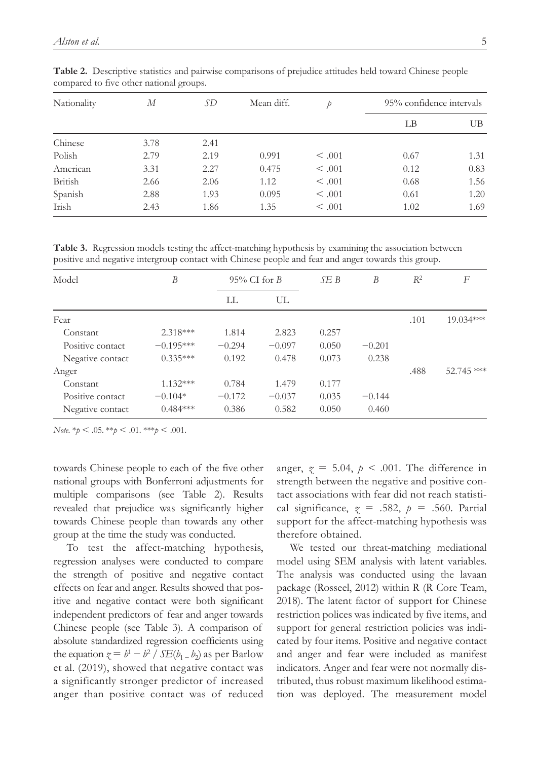**Table 2.** Descriptive statistics and pairwise comparisons of prejudice attitudes held toward Chinese people compared to five other national groups.

| Nationality | *M* | *SD* | Mean diff. | *p* | 95% confidence intervals | |
|---|---|---|---|---|---|---|
| | | | | | LB | UB |
| Chinese | 3.78 | 2.41 | | | | |
| Polish | 2.79 | 2.19 | 0.991 | < .001 | 0.67 | 1.31 |
| American | 3.31 | 2.27 | 0.475 | < .001 | 0.12 | 0.83 |
| British | 2.66 | 2.06 | 1.12 | < .001 | 0.68 | 1.56 |
| Spanish | 2.88 | 1.93 | 0.095 | < .001 | 0.61 | 1.20 |
| Irish | 2.43 | 1.86 | 1.35 | < .001 | 1.02 | 1.69 |

**Table 3.** Regression models testing the affect-matching hypothesis by examining the association between positive and negative intergroup contact with Chinese people and fear and anger towards this group.

| Model | *B* | 95% CI for *B* | | *SE B* | *Β* | $R^2$ | *F* |
|---|---|---|---|---|---|---|---|
| | | LL | UL | | | | |
| Fear | | | | | | .101 | 19.034*** |
| Constant | 2.318*** | 1.814 | 2.823 | 0.257 | | | |
| Positive contact | −0.195*** | −0.294 | −0.097 | 0.050 | −0.201 | | |
| Negative contact | 0.335*** | 0.192 | 0.478 | 0.073 | 0.238 | | |
| Anger | | | | | | .488 | 52.745 *** |
| Constant | 1.132*** | 0.784 | 1.479 | 0.177 | | | |
| Positive contact | −0.104* | −0.172 | −0.037 | 0.035 | −0.144 | | |
| Negative contact | 0.484*** | 0.386 | 0.582 | 0.050 | 0.460 | | |

*Note.* *$p < .05$. **$p < .01$. ***$p < .001$.

towards Chinese people to each of the five other national groups with Bonferroni adjustments for multiple comparisons (see Table 2). Results revealed that prejudice was significantly higher towards Chinese people than towards any other group at the time the study was conducted.

To test the affect-matching hypothesis, regression analyses were conducted to compare the strength of positive and negative contact effects on fear and anger. Results showed that positive and negative contact were both significant independent predictors of fear and anger towards Chinese people (see Table 3). A comparison of absolute standardized regression coefficients using the equation $z = b^1 - b^2 / SE(b_1 - b_2)$ as per Barlow et al. (2019), showed that negative contact was a significantly stronger predictor of increased anger than positive contact was of reduced anger, $z = 5.04$, $p < .001$. The difference in strength between the negative and positive contact associations with fear did not reach statistical significance, $z = .582$, $p = .560$. Partial support for the affect-matching hypothesis was therefore obtained.

We tested our threat-matching mediational model using SEM analysis with latent variables. The analysis was conducted using the lavaan package (Rosseel, 2012) within R (R Core Team, 2018). The latent factor of support for Chinese restriction polices was indicated by five items, and support for general restriction policies was indicated by four items. Positive and negative contact and anger and fear were included as manifest indicators. Anger and fear were not normally distributed, thus robust maximum likelihood estimation was deployed. The measurement model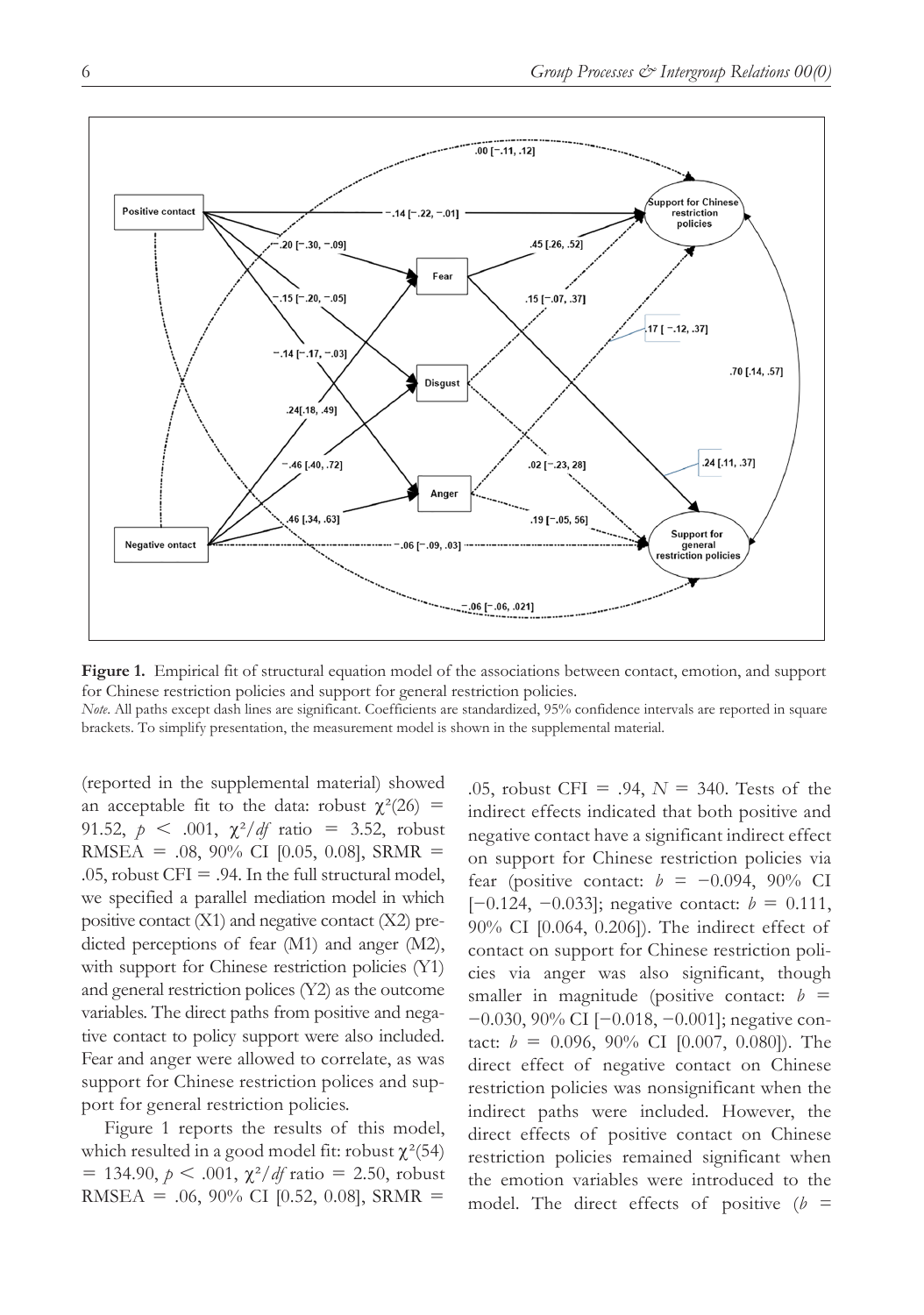**Figure 1.** Empirical fit of structural equation model of the associations between contact, emotion, and support for Chinese restriction policies and support for general restriction policies.

*Note*. All paths except dash lines are significant. Coefficients are standardized, 95% confidence intervals are reported in square brackets. To simplify presentation, the measurement model is shown in the supplemental material.

(reported in the supplemental material) showed an acceptable fit to the data: robust $\chi^2(26) = 91.52$, $p < .001$, $\chi^2/df$ ratio $= 3.52$, robust RMSEA = .08, 90% CI [0.05, 0.08], SRMR = .05, robust CFI = .94. In the full structural model, we specified a parallel mediation model in which positive contact (X1) and negative contact (X2) predicted perceptions of fear (M1) and anger (M2), with support for Chinese restriction policies (Y1) and general restriction polices (Y2) as the outcome variables. The direct paths from positive and negative contact to policy support were also included. Fear and anger were allowed to correlate, as was support for Chinese restriction polices and support for general restriction policies.

Figure 1 reports the results of this model, which resulted in a good model fit: robust $\chi^2(54) = 134.90$, $p < .001$, $\chi^2/df$ ratio $= 2.50$, robust RMSEA = .06, 90% CI [0.52, 0.08], SRMR = .05, robust CFI = .94, $N = 340$. Tests of the indirect effects indicated that both positive and negative contact have a significant indirect effect on support for Chinese restriction policies via fear (positive contact: $b = -0.094$, 90% CI [−0.124, −0.033]; negative contact: $b = 0.111$, 90% CI [0.064, 0.206]). The indirect effect of contact on support for Chinese restriction policies via anger was also significant, though smaller in magnitude (positive contact: $b = -0.030$, 90% CI [−0.018, −0.001]; negative contact: $b = 0.096$, 90% CI [0.007, 0.080]). The direct effect of negative contact on Chinese restriction policies was nonsignificant when the indirect paths were included. However, the direct effects of positive contact on Chinese restriction policies remained significant when the emotion variables were introduced to the model. The direct effects of positive ($b =$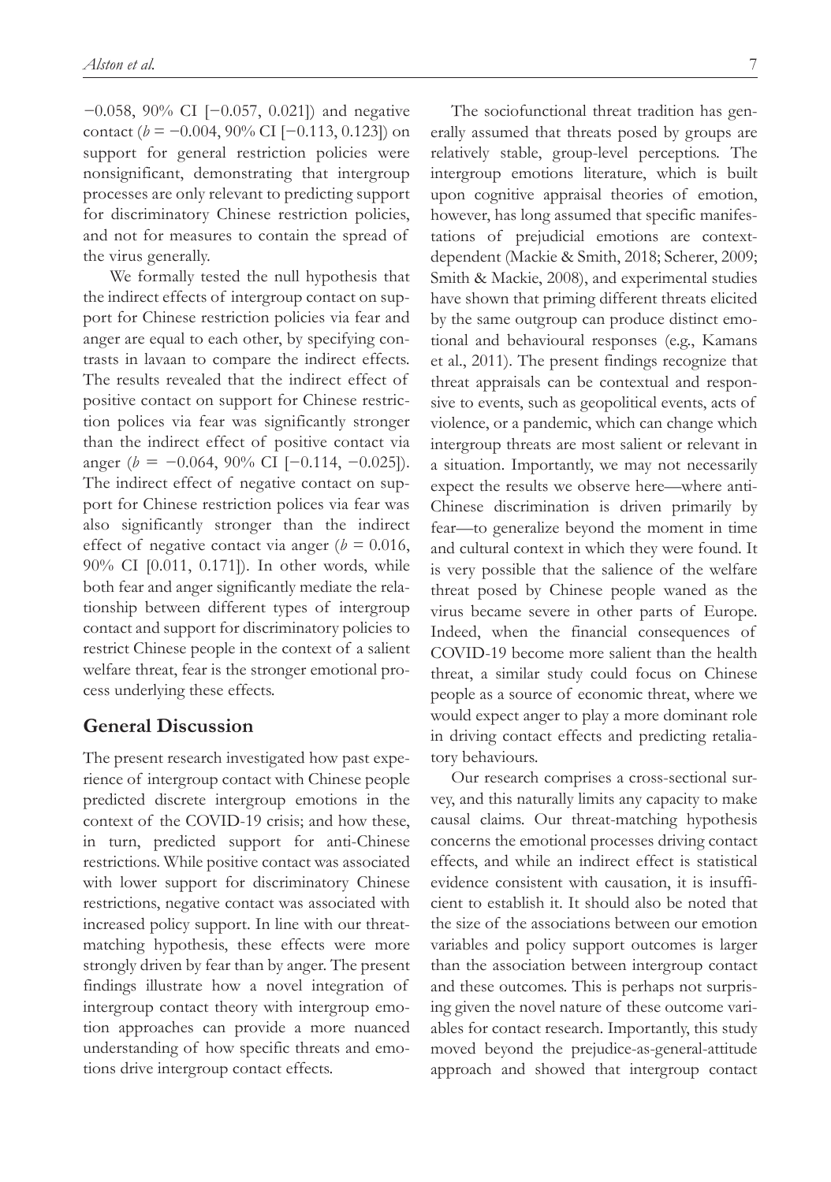−0.058, 90% CI [−0.057, 0.021]) and negative contact ($b = -0.004$, 90% CI [−0.113, 0.123]) on support for general restriction policies were nonsignificant, demonstrating that intergroup processes are only relevant to predicting support for discriminatory Chinese restriction policies, and not for measures to contain the spread of the virus generally.

We formally tested the null hypothesis that the indirect effects of intergroup contact on support for Chinese restriction policies via fear and anger are equal to each other, by specifying contrasts in lavaan to compare the indirect effects. The results revealed that the indirect effect of positive contact on support for Chinese restriction polices via fear was significantly stronger than the indirect effect of positive contact via anger ($b = -0.064$, 90% CI [−0.114, −0.025]). The indirect effect of negative contact on support for Chinese restriction polices via fear was also significantly stronger than the indirect effect of negative contact via anger ($b = 0.016$, 90% CI [0.011, 0.171]). In other words, while both fear and anger significantly mediate the relationship between different types of intergroup contact and support for discriminatory policies to restrict Chinese people in the context of a salient welfare threat, fear is the stronger emotional process underlying these effects.

## General Discussion

The present research investigated how past experience of intergroup contact with Chinese people predicted discrete intergroup emotions in the context of the COVID-19 crisis; and how these, in turn, predicted support for anti-Chinese restrictions. While positive contact was associated with lower support for discriminatory Chinese restrictions, negative contact was associated with increased policy support. In line with our threat-matching hypothesis, these effects were more strongly driven by fear than by anger. The present findings illustrate how a novel integration of intergroup contact theory with intergroup emotion approaches can provide a more nuanced understanding of how specific threats and emotions drive intergroup contact effects.

The sociofunctional threat tradition has generally assumed that threats posed by groups are relatively stable, group-level perceptions. The intergroup emotions literature, which is built upon cognitive appraisal theories of emotion, however, has long assumed that specific manifestations of prejudicial emotions are context-dependent (Mackie & Smith, 2018; Scherer, 2009; Smith & Mackie, 2008), and experimental studies have shown that priming different threats elicited by the same outgroup can produce distinct emotional and behavioural responses (e.g., Kamans et al., 2011). The present findings recognize that threat appraisals can be contextual and responsive to events, such as geopolitical events, acts of violence, or a pandemic, which can change which intergroup threats are most salient or relevant in a situation. Importantly, we may not necessarily expect the results we observe here—where anti-Chinese discrimination is driven primarily by fear—to generalize beyond the moment in time and cultural context in which they were found. It is very possible that the salience of the welfare threat posed by Chinese people waned as the virus became severe in other parts of Europe. Indeed, when the financial consequences of COVID-19 become more salient than the health threat, a similar study could focus on Chinese people as a source of economic threat, where we would expect anger to play a more dominant role in driving contact effects and predicting retaliatory behaviours.

Our research comprises a cross-sectional survey, and this naturally limits any capacity to make causal claims. Our threat-matching hypothesis concerns the emotional processes driving contact effects, and while an indirect effect is statistical evidence consistent with causation, it is insufficient to establish it. It should also be noted that the size of the associations between our emotion variables and policy support outcomes is larger than the association between intergroup contact and these outcomes. This is perhaps not surprising given the novel nature of these outcome variables for contact research. Importantly, this study moved beyond the prejudice-as-general-attitude approach and showed that intergroup contact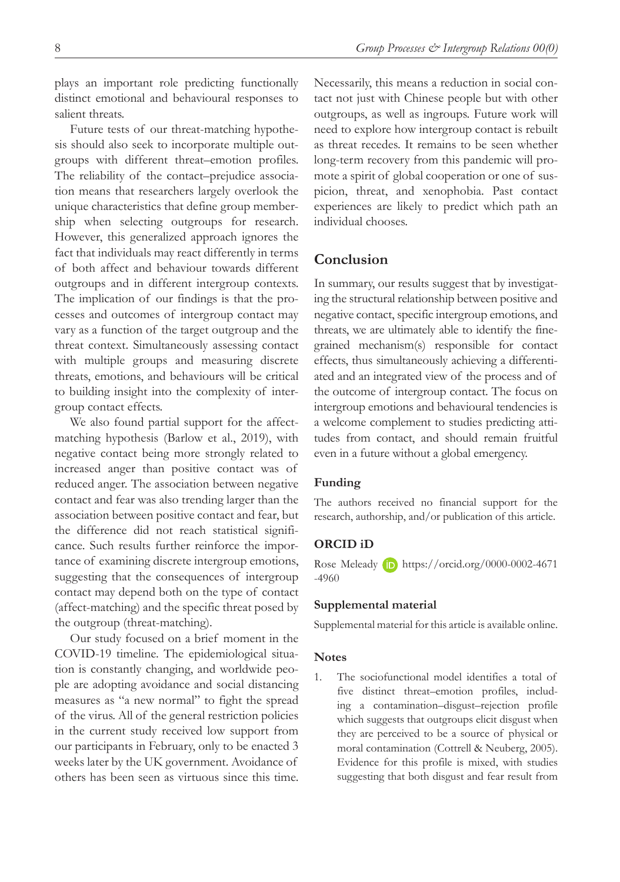plays an important role predicting functionally distinct emotional and behavioural responses to salient threats.

Future tests of our threat-matching hypothesis should also seek to incorporate multiple outgroups with different threat–emotion profiles. The reliability of the contact–prejudice association means that researchers largely overlook the unique characteristics that define group membership when selecting outgroups for research. However, this generalized approach ignores the fact that individuals may react differently in terms of both affect and behaviour towards different outgroups and in different intergroup contexts. The implication of our findings is that the processes and outcomes of intergroup contact may vary as a function of the target outgroup and the threat context. Simultaneously assessing contact with multiple groups and measuring discrete threats, emotions, and behaviours will be critical to building insight into the complexity of intergroup contact effects.

We also found partial support for the affect-matching hypothesis (Barlow et al., 2019), with negative contact being more strongly related to increased anger than positive contact was of reduced anger. The association between negative contact and fear was also trending larger than the association between positive contact and fear, but the difference did not reach statistical significance. Such results further reinforce the importance of examining discrete intergroup emotions, suggesting that the consequences of intergroup contact may depend both on the type of contact (affect-matching) and the specific threat posed by the outgroup (threat-matching).

Our study focused on a brief moment in the COVID-19 timeline. The epidemiological situation is constantly changing, and worldwide people are adopting avoidance and social distancing measures as "a new normal" to fight the spread of the virus. All of the general restriction policies in the current study received low support from our participants in February, only to be enacted 3 weeks later by the UK government. Avoidance of others has been seen as virtuous since this time. Necessarily, this means a reduction in social contact not just with Chinese people but with other outgroups, as well as ingroups. Future work will need to explore how intergroup contact is rebuilt as threat recedes. It remains to be seen whether long-term recovery from this pandemic will promote a spirit of global cooperation or one of suspicion, threat, and xenophobia. Past contact experiences are likely to predict which path an individual chooses.

## Conclusion

In summary, our results suggest that by investigating the structural relationship between positive and negative contact, specific intergroup emotions, and threats, we are ultimately able to identify the fine-grained mechanism(s) responsible for contact effects, thus simultaneously achieving a differentiated and an integrated view of the process and of the outcome of intergroup contact. The focus on intergroup emotions and behavioural tendencies is a welcome complement to studies predicting attitudes from contact, and should remain fruitful even in a future without a global emergency.

### Funding

The authors received no financial support for the research, authorship, and/or publication of this article.

### ORCID iD

Rose Meleady https://orcid.org/0000-0002-4671-4960

### Supplemental material

Supplemental material for this article is available online.

### Notes

1. The sociofunctional model identifies a total of five distinct threat–emotion profiles, including a contamination–disgust–rejection profile which suggests that outgroups elicit disgust when they are perceived to be a source of physical or moral contamination (Cottrell & Neuberg, 2005). Evidence for this profile is mixed, with studies suggesting that both disgust and fear result from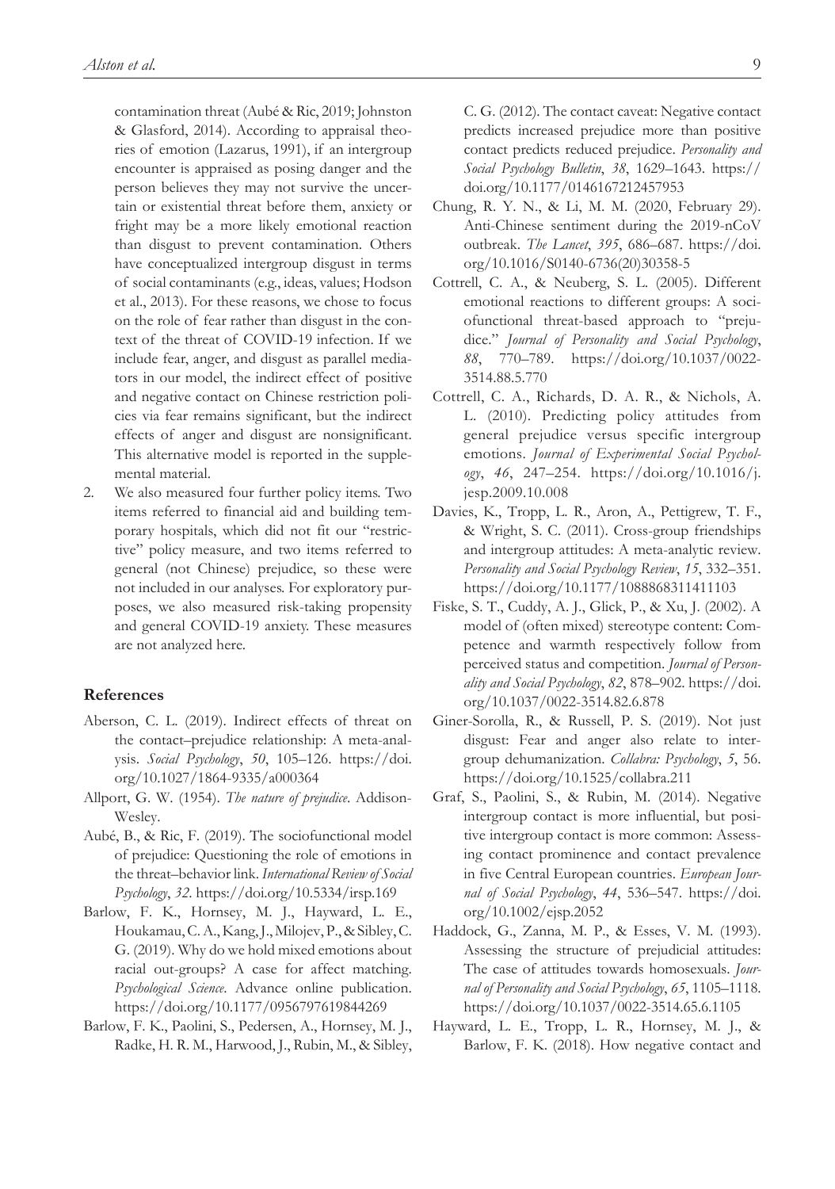contamination threat (Aubé & Ric, 2019; Johnston & Glasford, 2014). According to appraisal theories of emotion (Lazarus, 1991), if an intergroup encounter is appraised as posing danger and the person believes they may not survive the uncertain or existential threat before them, anxiety or fright may be a more likely emotional reaction than disgust to prevent contamination. Others have conceptualized intergroup disgust in terms of social contaminants (e.g., ideas, values; Hodson et al., 2013). For these reasons, we chose to focus on the role of fear rather than disgust in the context of the threat of COVID-19 infection. If we include fear, anger, and disgust as parallel mediators in our model, the indirect effect of positive and negative contact on Chinese restriction policies via fear remains significant, but the indirect effects of anger and disgust are nonsignificant. This alternative model is reported in the supplemental material.

2. We also measured four further policy items. Two items referred to financial aid and building temporary hospitals, which did not fit our "restrictive" policy measure, and two items referred to general (not Chinese) prejudice, so these were not included in our analyses. For exploratory purposes, we also measured risk-taking propensity and general COVID-19 anxiety. These measures are not analyzed here.

## References

Aberson, C. L. (2019). Indirect effects of threat on the contact–prejudice relationship: A meta-analysis. *Social Psychology*, *50*, 105–126. https://doi.org/10.1027/1864-9335/a000364

Allport, G. W. (1954). *The nature of prejudice*. Addison-Wesley.

Aubé, B., & Ric, F. (2019). The sociofunctional model of prejudice: Questioning the role of emotions in the threat–behavior link. *International Review of Social Psychology*, *32*. https://doi.org/10.5334/irsp.169

Barlow, F. K., Hornsey, M. J., Hayward, L. E., Houkamau, C. A., Kang, J., Milojev, P., & Sibley, C. G. (2019). Why do we hold mixed emotions about racial out-groups? A case for affect matching. *Psychological Science*. Advance online publication. https://doi.org/10.1177/0956797619844269

Barlow, F. K., Paolini, S., Pedersen, A., Hornsey, M. J., Radke, H. R. M., Harwood, J., Rubin, M., & Sibley, C. G. (2012). The contact caveat: Negative contact predicts increased prejudice more than positive contact predicts reduced prejudice. *Personality and Social Psychology Bulletin*, *38*, 1629–1643. https://doi.org/10.1177/0146167212457953

Chung, R. Y. N., & Li, M. M. (2020, February 29). Anti-Chinese sentiment during the 2019-nCoV outbreak. *The Lancet*, *395*, 686–687. https://doi.org/10.1016/S0140-6736(20)30358-5

Cottrell, C. A., & Neuberg, S. L. (2005). Different emotional reactions to different groups: A sociofunctional threat-based approach to "prejudice." *Journal of Personality and Social Psychology*, *88*, 770–789. https://doi.org/10.1037/0022-3514.88.5.770

Cottrell, C. A., Richards, D. A. R., & Nichols, A. L. (2010). Predicting policy attitudes from general prejudice versus specific intergroup emotions. *Journal of Experimental Social Psychology*, *46*, 247–254. https://doi.org/10.1016/j.jesp.2009.10.008

Davies, K., Tropp, L. R., Aron, A., Pettigrew, T. F., & Wright, S. C. (2011). Cross-group friendships and intergroup attitudes: A meta-analytic review. *Personality and Social Psychology Review*, *15*, 332–351. https://doi.org/10.1177/1088868311411103

Fiske, S. T., Cuddy, A. J., Glick, P., & Xu, J. (2002). A model of (often mixed) stereotype content: Competence and warmth respectively follow from perceived status and competition. *Journal of Personality and Social Psychology*, *82*, 878–902. https://doi.org/10.1037/0022-3514.82.6.878

Giner-Sorolla, R., & Russell, P. S. (2019). Not just disgust: Fear and anger also relate to intergroup dehumanization. *Collabra: Psychology*, *5*, 56. https://doi.org/10.1525/collabra.211

Graf, S., Paolini, S., & Rubin, M. (2014). Negative intergroup contact is more influential, but positive intergroup contact is more common: Assessing contact prominence and contact prevalence in five Central European countries. *European Journal of Social Psychology*, *44*, 536–547. https://doi.org/10.1002/ejsp.2052

Haddock, G., Zanna, M. P., & Esses, V. M. (1993). Assessing the structure of prejudicial attitudes: The case of attitudes towards homosexuals. *Journal of Personality and Social Psychology*, *65*, 1105–1118. https://doi.org/10.1037/0022-3514.65.6.1105

Hayward, L. E., Tropp, L. R., Hornsey, M. J., & Barlow, F. K. (2018). How negative contact and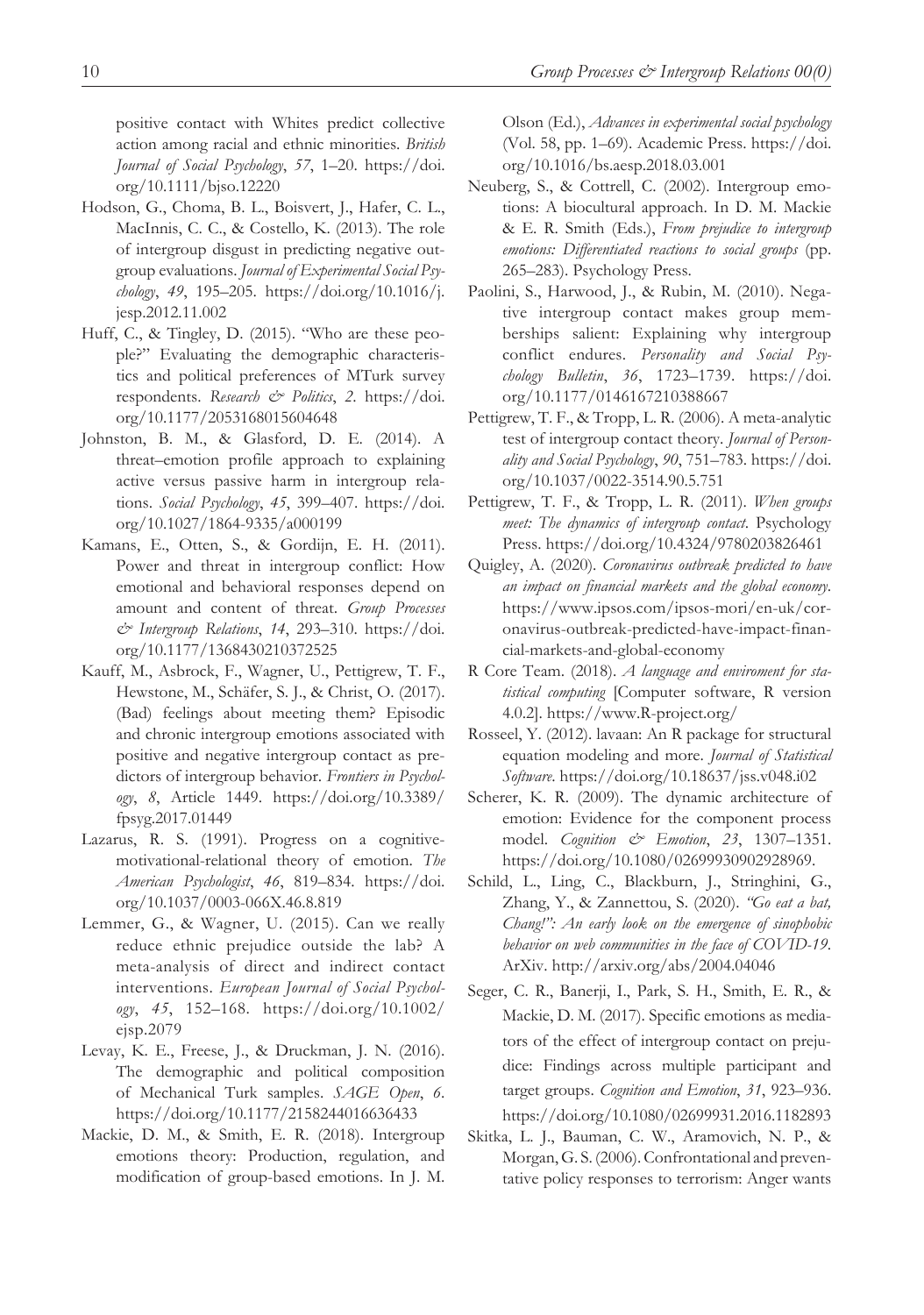positive contact with Whites predict collective action among racial and ethnic minorities. *British Journal of Social Psychology*, *57*, 1–20. https://doi.org/10.1111/bjso.12220

Hodson, G., Choma, B. L., Boisvert, J., Hafer, C. L., MacInnis, C. C., & Costello, K. (2013). The role of intergroup disgust in predicting negative outgroup evaluations. *Journal of Experimental Social Psychology*, *49*, 195–205. https://doi.org/10.1016/j.jesp.2012.11.002

Huff, C., & Tingley, D. (2015). "Who are these people?" Evaluating the demographic characteristics and political preferences of MTurk survey respondents. *Research & Politics*, *2*. https://doi.org/10.1177/2053168015604648

Johnston, B. M., & Glasford, D. E. (2014). A threat–emotion profile approach to explaining active versus passive harm in intergroup relations. *Social Psychology*, *45*, 399–407. https://doi.org/10.1027/1864-9335/a000199

Kamans, E., Otten, S., & Gordijn, E. H. (2011). Power and threat in intergroup conflict: How emotional and behavioral responses depend on amount and content of threat. *Group Processes & Intergroup Relations*, *14*, 293–310. https://doi.org/10.1177/1368430210372525

Kauff, M., Asbrock, F., Wagner, U., Pettigrew, T. F., Hewstone, M., Schäfer, S. J., & Christ, O. (2017). (Bad) feelings about meeting them? Episodic and chronic intergroup emotions associated with positive and negative intergroup contact as predictors of intergroup behavior. *Frontiers in Psychology*, *8*, Article 1449. https://doi.org/10.3389/fpsyg.2017.01449

Lazarus, R. S. (1991). Progress on a cognitive-motivational-relational theory of emotion. *The American Psychologist*, *46*, 819–834. https://doi.org/10.1037/0003-066X.46.8.819

Lemmer, G., & Wagner, U. (2015). Can we really reduce ethnic prejudice outside the lab? A meta-analysis of direct and indirect contact interventions. *European Journal of Social Psychology*, *45*, 152–168. https://doi.org/10.1002/ejsp.2079

Levay, K. E., Freese, J., & Druckman, J. N. (2016). The demographic and political composition of Mechanical Turk samples. *SAGE Open*, *6*. https://doi.org/10.1177/2158244016636433

Mackie, D. M., & Smith, E. R. (2018). Intergroup emotions theory: Production, regulation, and modification of group-based emotions. In J. M. Olson (Ed.), *Advances in experimental social psychology* (Vol. 58, pp. 1–69). Academic Press. https://doi.org/10.1016/bs.aesp.2018.03.001

Neuberg, S., & Cottrell, C. (2002). Intergroup emotions: A biocultural approach. In D. M. Mackie & E. R. Smith (Eds.), *From prejudice to intergroup emotions: Differentiated reactions to social groups* (pp. 265–283). Psychology Press.

Paolini, S., Harwood, J., & Rubin, M. (2010). Negative intergroup contact makes group memberships salient: Explaining why intergroup conflict endures. *Personality and Social Psychology Bulletin*, *36*, 1723–1739. https://doi.org/10.1177/0146167210388667

Pettigrew, T. F., & Tropp, L. R. (2006). A meta-analytic test of intergroup contact theory. *Journal of Personality and Social Psychology*, *90*, 751–783. https://doi.org/10.1037/0022-3514.90.5.751

Pettigrew, T. F., & Tropp, L. R. (2011). *When groups meet: The dynamics of intergroup contact*. Psychology Press. https://doi.org/10.4324/9780203826461

Quigley, A. (2020). *Coronavirus outbreak predicted to have an impact on financial markets and the global economy*. https://www.ipsos.com/ipsos-mori/en-uk/coronavirus-outbreak-predicted-have-impact-financial-markets-and-global-economy

R Core Team. (2018). *A language and enviroment for statistical computing* [Computer software, R version 4.0.2]. https://www.R-project.org/

Rosseel, Y. (2012). lavaan: An R package for structural equation modeling and more. *Journal of Statistical Software*. https://doi.org/10.18637/jss.v048.i02

Scherer, K. R. (2009). The dynamic architecture of emotion: Evidence for the component process model. *Cognition & Emotion*, *23*, 1307–1351. https://doi.org/10.1080/02699930902928969.

Schild, L., Ling, C., Blackburn, J., Stringhini, G., Zhang, Y., & Zannettou, S. (2020). *"Go eat a bat, Chang!": An early look on the emergence of sinophobic behavior on web communities in the face of COVID-19*. ArXiv. http://arxiv.org/abs/2004.04046

Seger, C. R., Banerji, I., Park, S. H., Smith, E. R., & Mackie, D. M. (2017). Specific emotions as mediators of the effect of intergroup contact on prejudice: Findings across multiple participant and target groups. *Cognition and Emotion*, *31*, 923–936. https://doi.org/10.1080/02699931.2016.1182893

Skitka, L. J., Bauman, C. W., Aramovich, N. P., & Morgan, G. S. (2006). Confrontational and preventative policy responses to terrorism: Anger wants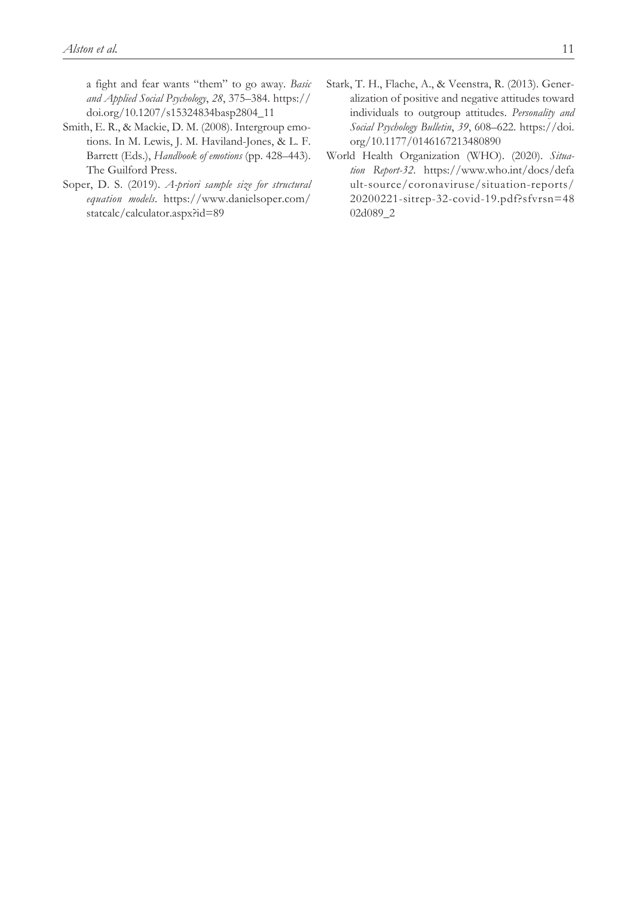a fight and fear wants "them" to go away. *Basic and Applied Social Psychology*, *28*, 375–384. https://doi.org/10.1207/s15324834basp2804_11

Smith, E. R., & Mackie, D. M. (2008). Intergroup emotions. In M. Lewis, J. M. Haviland-Jones, & L. F. Barrett (Eds.), *Handbook of emotions* (pp. 428–443). The Guilford Press.

Soper, D. S. (2019). *A-priori sample size for structural equation models*. https://www.danielsoper.com/statcalc/calculator.aspx?id=89

Stark, T. H., Flache, A., & Veenstra, R. (2013). Generalization of positive and negative attitudes toward individuals to outgroup attitudes. *Personality and Social Psychology Bulletin*, *39*, 608–622. https://doi.org/10.1177/0146167213480890

World Health Organization (WHO). (2020). *Situation Report-32*. https://www.who.int/docs/default-source/coronaviruse/situation-reports/20200221-sitrep-32-covid-19.pdf?sfvrsn=4802d089_2